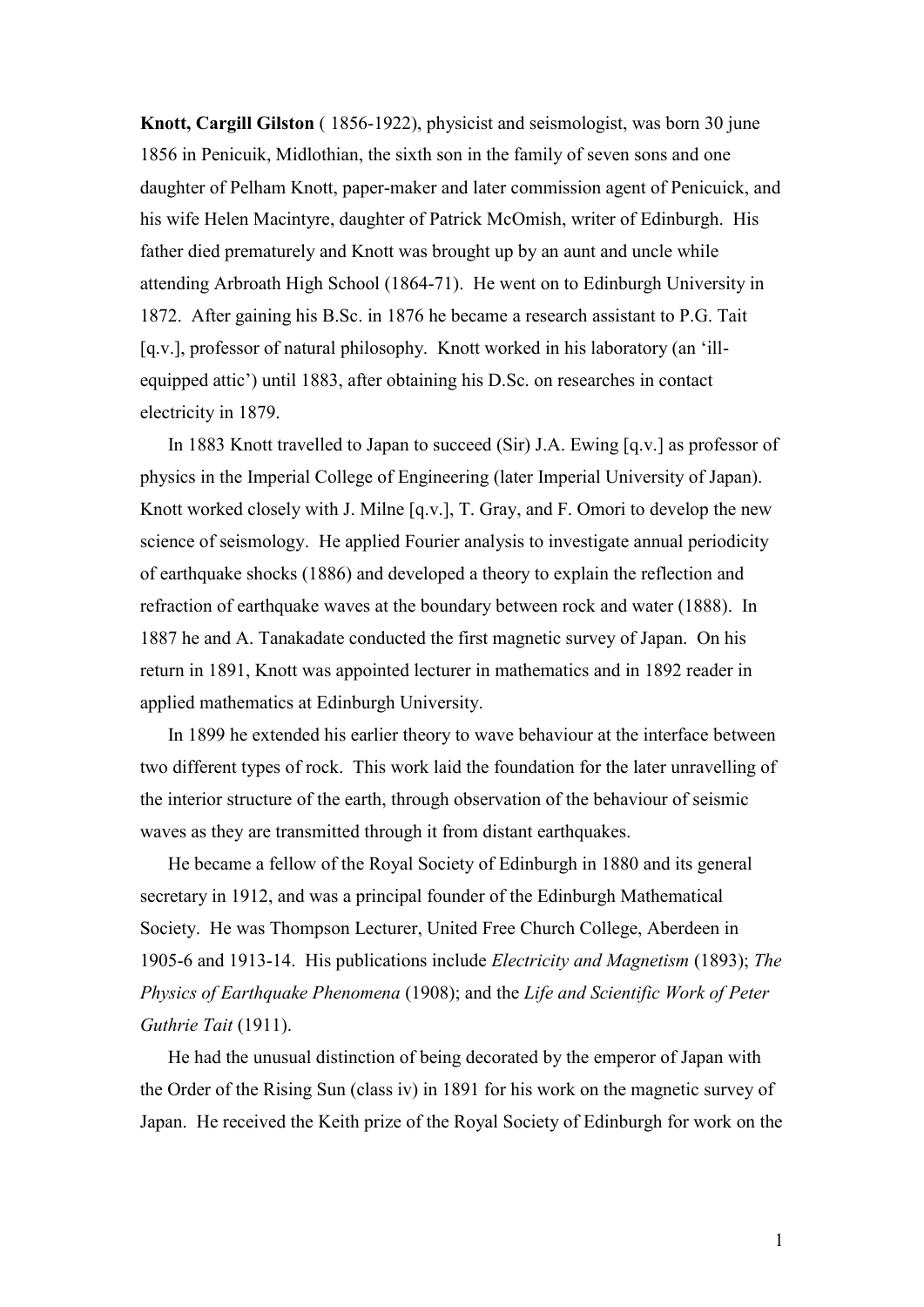**Knott, Cargill Gilston** ( 1856-1922), physicist and seismologist, was born 30 june 1856 in Penicuik, Midlothian, the sixth son in the family of seven sons and one daughter of Pelham Knott, paper-maker and later commission agent of Penicuick, and his wife Helen Macintyre, daughter of Patrick McOmish, writer of Edinburgh. His father died prematurely and Knott was brought up by an aunt and uncle while attending Arbroath High School (1864-71). He went on to Edinburgh University in 1872. After gaining his B.Sc. in 1876 he became a research assistant to P.G. Tait [q.v.], professor of natural philosophy. Knott worked in his laboratory (an 'ill-equipped attic') until 1883, after obtaining his D.Sc. on researches in contact electricity in 1879.

In 1883 Knott travelled to Japan to succeed (Sir) J.A. Ewing [q.v.] as professor of physics in the Imperial College of Engineering (later Imperial University of Japan). Knott worked closely with J. Milne [q.v.], T. Gray, and F. Omori to develop the new science of seismology. He applied Fourier analysis to investigate annual periodicity of earthquake shocks (1886) and developed a theory to explain the reflection and refraction of earthquake waves at the boundary between rock and water (1888). In 1887 he and A. Tanakadate conducted the first magnetic survey of Japan. On his return in 1891, Knott was appointed lecturer in mathematics and in 1892 reader in applied mathematics at Edinburgh University.

In 1899 he extended his earlier theory to wave behaviour at the interface between two different types of rock. This work laid the foundation for the later unravelling of the interior structure of the earth, through observation of the behaviour of seismic waves as they are transmitted through it from distant earthquakes.

He became a fellow of the Royal Society of Edinburgh in 1880 and its general secretary in 1912, and was a principal founder of the Edinburgh Mathematical Society. He was Thompson Lecturer, United Free Church College, Aberdeen in 1905-6 and 1913-14. His publications include *Electricity and Magnetism* (1893); *The Physics of Earthquake Phenomena* (1908); and the *Life and Scientific Work of Peter Guthrie Tait* (1911).

He had the unusual distinction of being decorated by the emperor of Japan with the Order of the Rising Sun (class iv) in 1891 for his work on the magnetic survey of Japan. He received the Keith prize of the Royal Society of Edinburgh for work on the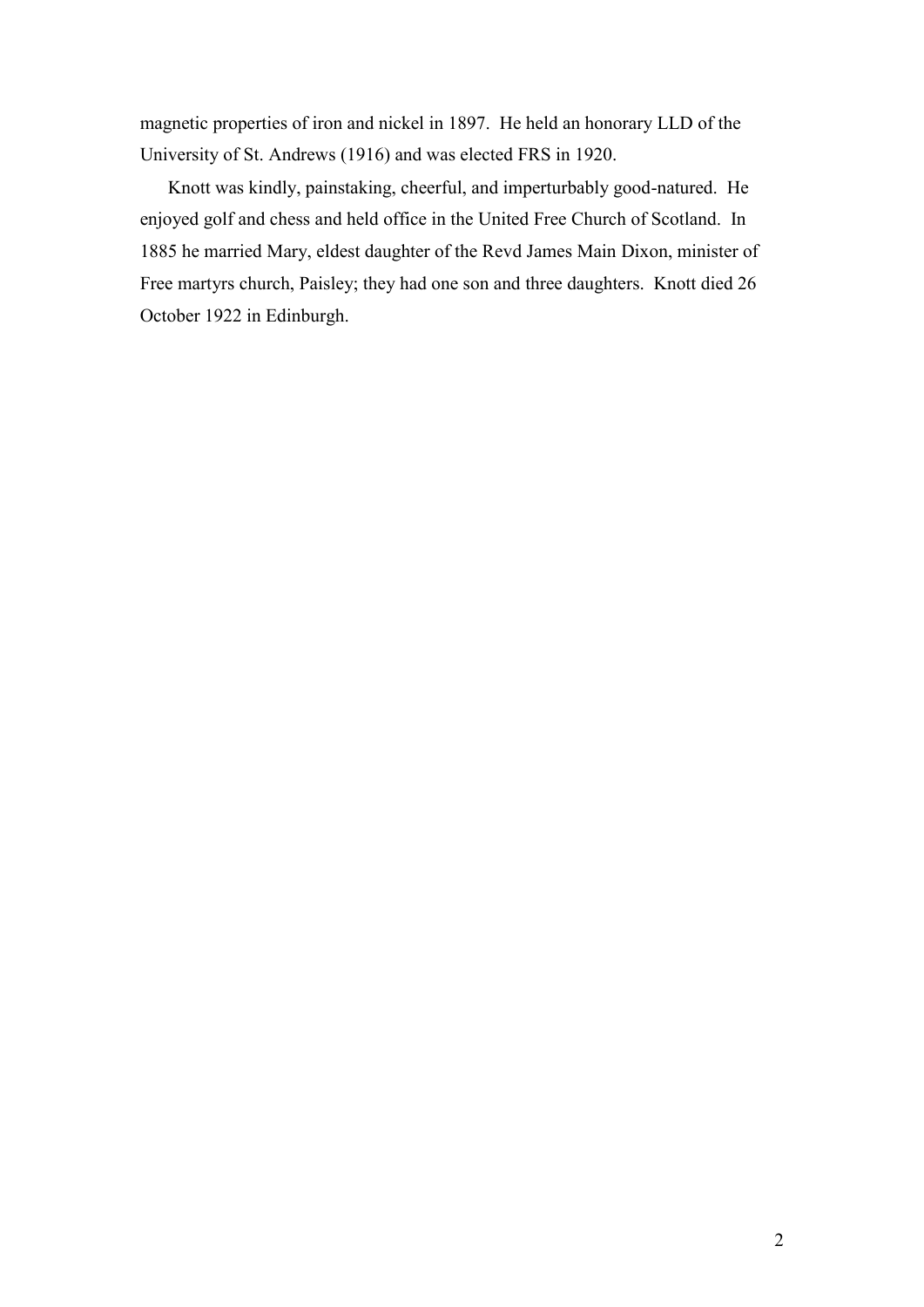magnetic properties of iron and nickel in 1897. He held an honorary LLD of the University of St. Andrews (1916) and was elected FRS in 1920.

Knott was kindly, painstaking, cheerful, and imperturbably good-natured. He enjoyed golf and chess and held office in the United Free Church of Scotland. In 1885 he married Mary, eldest daughter of the Revd James Main Dixon, minister of Free martyrs church, Paisley; they had one son and three daughters. Knott died 26 October 1922 in Edinburgh.